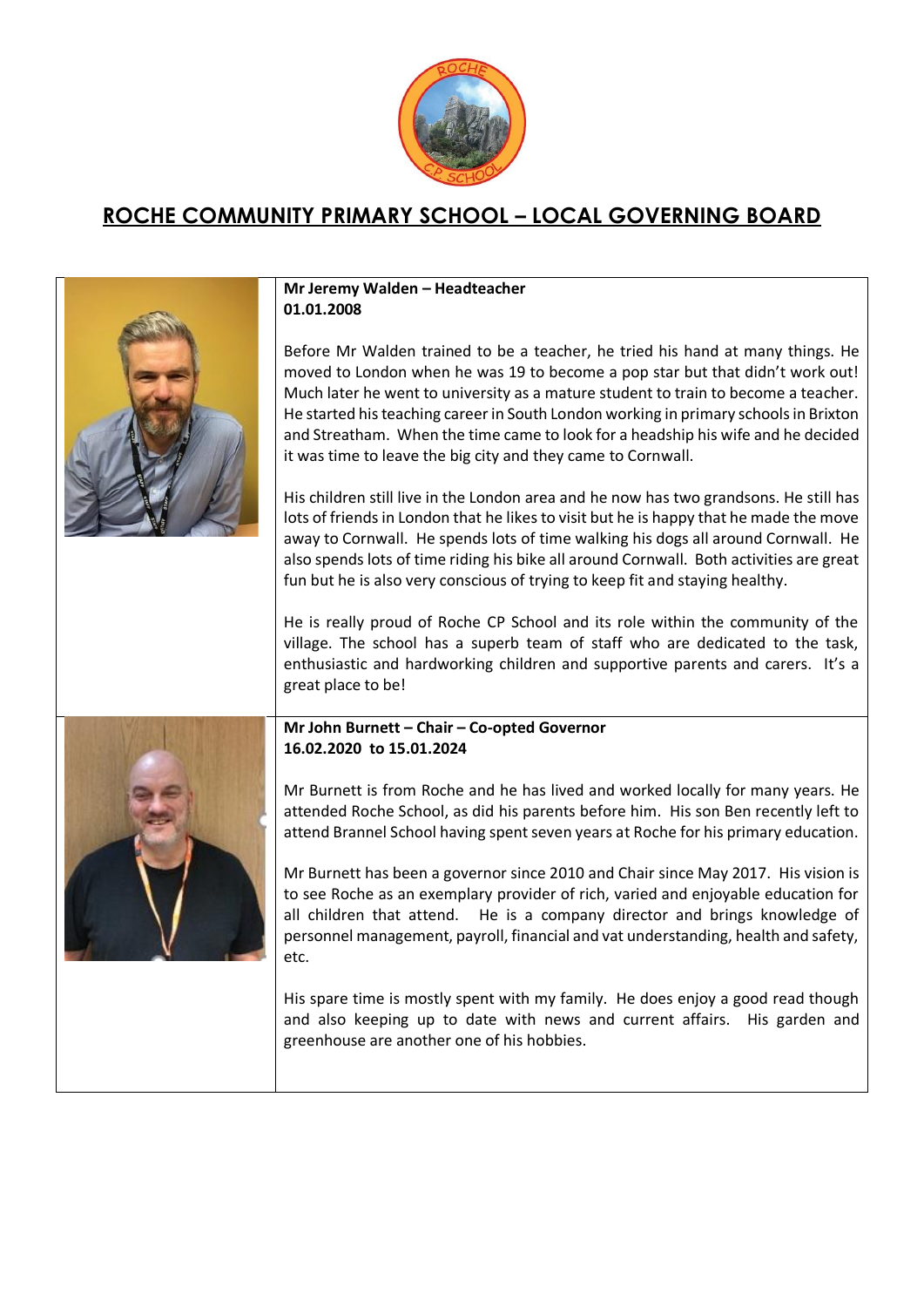# ROCHE COMMUNITY PRIMARY SCHOOL – LOCAL GOVERNING BOARD

**Mr Jeremy Walden – Headteacher**
**01.01.2008**

Before Mr Walden trained to be a teacher, he tried his hand at many things. He moved to London when he was 19 to become a pop star but that didn't work out! Much later he went to university as a mature student to train to become a teacher. He started his teaching career in South London working in primary schools in Brixton and Streatham. When the time came to look for a headship his wife and he decided it was time to leave the big city and they came to Cornwall.

His children still live in the London area and he now has two grandsons. He still has lots of friends in London that he likes to visit but he is happy that he made the move away to Cornwall. He spends lots of time walking his dogs all around Cornwall. He also spends lots of time riding his bike all around Cornwall. Both activities are great fun but he is also very conscious of trying to keep fit and staying healthy.

He is really proud of Roche CP School and its role within the community of the village. The school has a superb team of staff who are dedicated to the task, enthusiastic and hardworking children and supportive parents and carers. It's a great place to be!

**Mr John Burnett – Chair – Co-opted Governor**
**16.02.2020 to 15.01.2024**

Mr Burnett is from Roche and he has lived and worked locally for many years. He attended Roche School, as did his parents before him. His son Ben recently left to attend Brannel School having spent seven years at Roche for his primary education.

Mr Burnett has been a governor since 2010 and Chair since May 2017. His vision is to see Roche as an exemplary provider of rich, varied and enjoyable education for all children that attend. He is a company director and brings knowledge of personnel management, payroll, financial and vat understanding, health and safety, etc.

His spare time is mostly spent with my family. He does enjoy a good read though and also keeping up to date with news and current affairs. His garden and greenhouse are another one of his hobbies.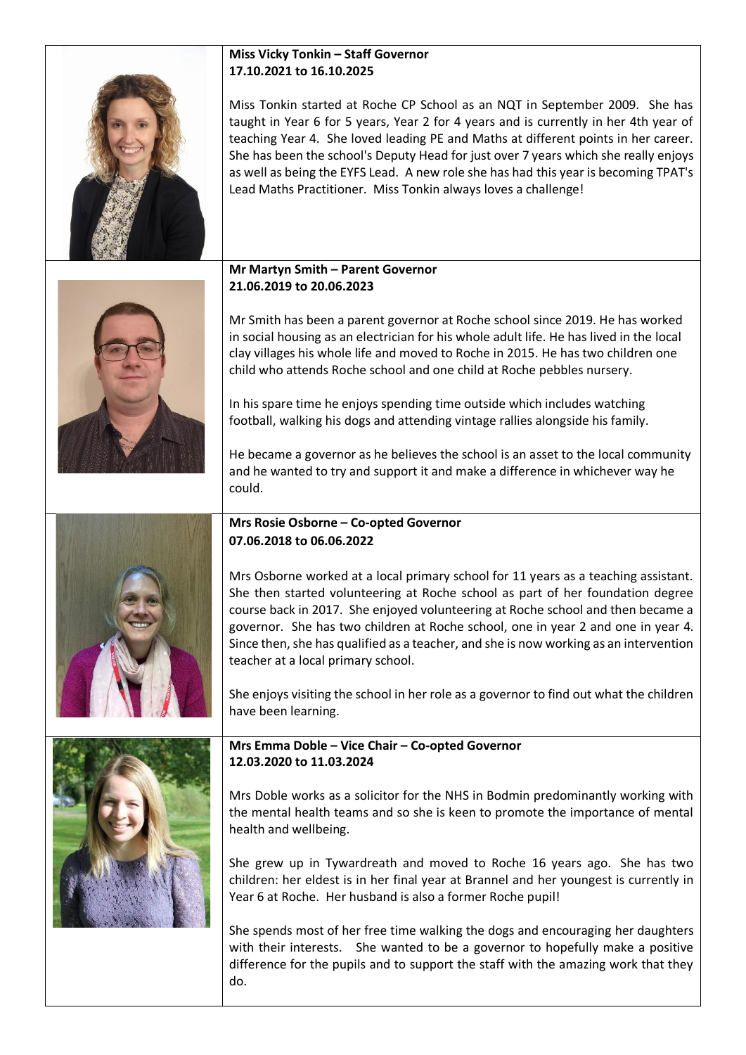**Miss Vicky Tonkin – Staff Governor**
**17.10.2021 to 16.10.2025**

Miss Tonkin started at Roche CP School as an NQT in September 2009. She has taught in Year 6 for 5 years, Year 2 for 4 years and is currently in her 4th year of teaching Year 4. She loved leading PE and Maths at different points in her career. She has been the school's Deputy Head for just over 7 years which she really enjoys as well as being the EYFS Lead. A new role she has had this year is becoming TPAT's Lead Maths Practitioner. Miss Tonkin always loves a challenge!

**Mr Martyn Smith – Parent Governor**
**21.06.2019 to 20.06.2023**

Mr Smith has been a parent governor at Roche school since 2019. He has worked in social housing as an electrician for his whole adult life. He has lived in the local clay villages his whole life and moved to Roche in 2015. He has two children one child who attends Roche school and one child at Roche pebbles nursery.

In his spare time he enjoys spending time outside which includes watching football, walking his dogs and attending vintage rallies alongside his family.

He became a governor as he believes the school is an asset to the local community and he wanted to try and support it and make a difference in whichever way he could.

**Mrs Rosie Osborne – Co-opted Governor**
**07.06.2018 to 06.06.2022**

Mrs Osborne worked at a local primary school for 11 years as a teaching assistant. She then started volunteering at Roche school as part of her foundation degree course back in 2017. She enjoyed volunteering at Roche school and then became a governor. She has two children at Roche school, one in year 2 and one in year 4. Since then, she has qualified as a teacher, and she is now working as an intervention teacher at a local primary school.

She enjoys visiting the school in her role as a governor to find out what the children have been learning.

**Mrs Emma Doble – Vice Chair – Co-opted Governor**
**12.03.2020 to 11.03.2024**

Mrs Doble works as a solicitor for the NHS in Bodmin predominantly working with the mental health teams and so she is keen to promote the importance of mental health and wellbeing.

She grew up in Tywardreath and moved to Roche 16 years ago. She has two children: her eldest is in her final year at Brannel and her youngest is currently in Year 6 at Roche. Her husband is also a former Roche pupil!

She spends most of her free time walking the dogs and encouraging her daughters with their interests. She wanted to be a governor to hopefully make a positive difference for the pupils and to support the staff with the amazing work that they do.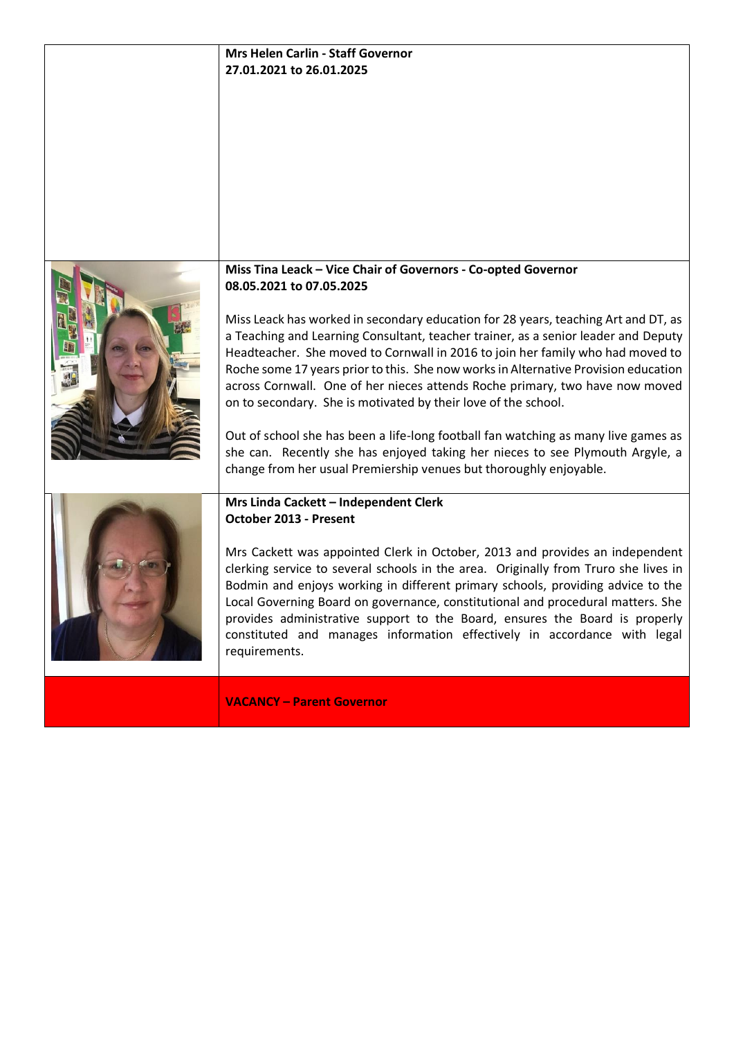**Mrs Helen Carlin - Staff Governor**
**27.01.2021 to 26.01.2025**

**Miss Tina Leack – Vice Chair of Governors - Co-opted Governor**
**08.05.2021 to 07.05.2025**

Miss Leack has worked in secondary education for 28 years, teaching Art and DT, as a Teaching and Learning Consultant, teacher trainer, as a senior leader and Deputy Headteacher. She moved to Cornwall in 2016 to join her family who had moved to Roche some 17 years prior to this. She now works in Alternative Provision education across Cornwall. One of her nieces attends Roche primary, two have now moved on to secondary. She is motivated by their love of the school.

Out of school she has been a life-long football fan watching as many live games as she can. Recently she has enjoyed taking her nieces to see Plymouth Argyle, a change from her usual Premiership venues but thoroughly enjoyable.

**Mrs Linda Cackett – Independent Clerk**
**October 2013 - Present**

Mrs Cackett was appointed Clerk in October, 2013 and provides an independent clerking service to several schools in the area. Originally from Truro she lives in Bodmin and enjoys working in different primary schools, providing advice to the Local Governing Board on governance, constitutional and procedural matters. She provides administrative support to the Board, ensures the Board is properly constituted and manages information effectively in accordance with legal requirements.

**VACANCY – Parent Governor**